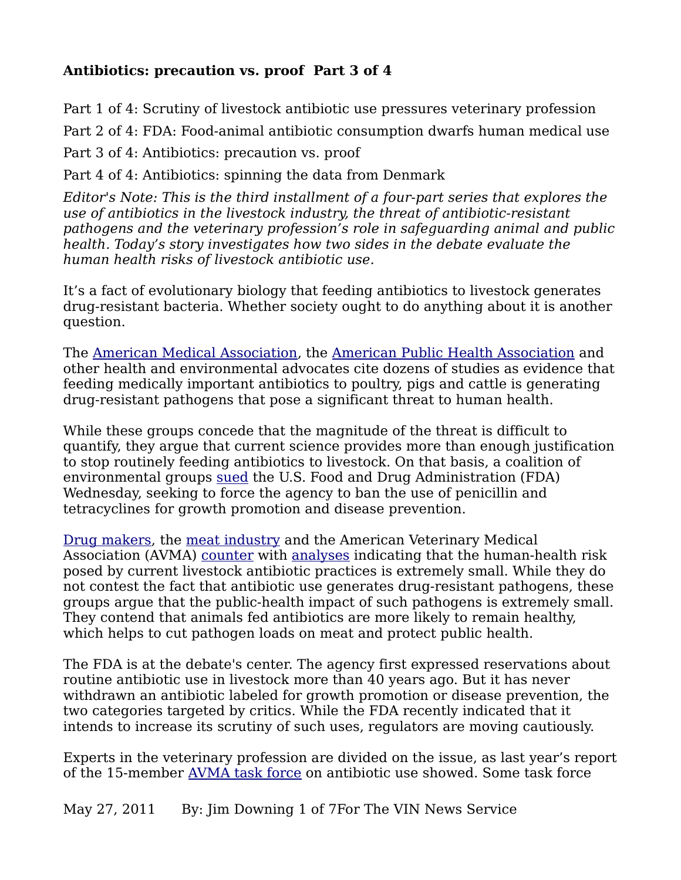**Antibiotics: precaution vs. proof  Part 3 of 4**

Part 1 of 4: Scrutiny of livestock antibiotic use pressures veterinary profession

Part 2 of 4: FDA: Food-animal antibiotic consumption dwarfs human medical use

Part 3 of 4: Antibiotics: precaution vs. proof

Part 4 of 4: Antibiotics: spinning the data from Denmark

*Editor's Note: This is the third installment of a four-part series that explores the use of antibiotics in the livestock industry, the threat of antibiotic-resistant pathogens and the veterinary profession's role in safeguarding animal and public health. Today's story investigates how two sides in the debate evaluate the human health risks of livestock antibiotic use.*

It's a fact of evolutionary biology that feeding antibiotics to livestock generates drug-resistant bacteria. Whether society ought to do anything about it is another question.

The American Medical Association, the American Public Health Association and other health and environmental advocates cite dozens of studies as evidence that feeding medically important antibiotics to poultry, pigs and cattle is generating drug-resistant pathogens that pose a significant threat to human health.

While these groups concede that the magnitude of the threat is difficult to quantify, they argue that current science provides more than enough justification to stop routinely feeding antibiotics to livestock. On that basis, a coalition of environmental groups sued the U.S. Food and Drug Administration (FDA) Wednesday, seeking to force the agency to ban the use of penicillin and tetracyclines for growth promotion and disease prevention.

Drug makers, the meat industry and the American Veterinary Medical Association (AVMA) counter with analyses indicating that the human-health risk posed by current livestock antibiotic practices is extremely small. While they do not contest the fact that antibiotic use generates drug-resistant pathogens, these groups argue that the public-health impact of such pathogens is extremely small. They contend that animals fed antibiotics are more likely to remain healthy, which helps to cut pathogen loads on meat and protect public health.

The FDA is at the debate's center. The agency first expressed reservations about routine antibiotic use in livestock more than 40 years ago. But it has never withdrawn an antibiotic labeled for growth promotion or disease prevention, the two categories targeted by critics. While the FDA recently indicated that it intends to increase its scrutiny of such uses, regulators are moving cautiously.

Experts in the veterinary profession are divided on the issue, as last year's report of the 15-member AVMA task force on antibiotic use showed. Some task force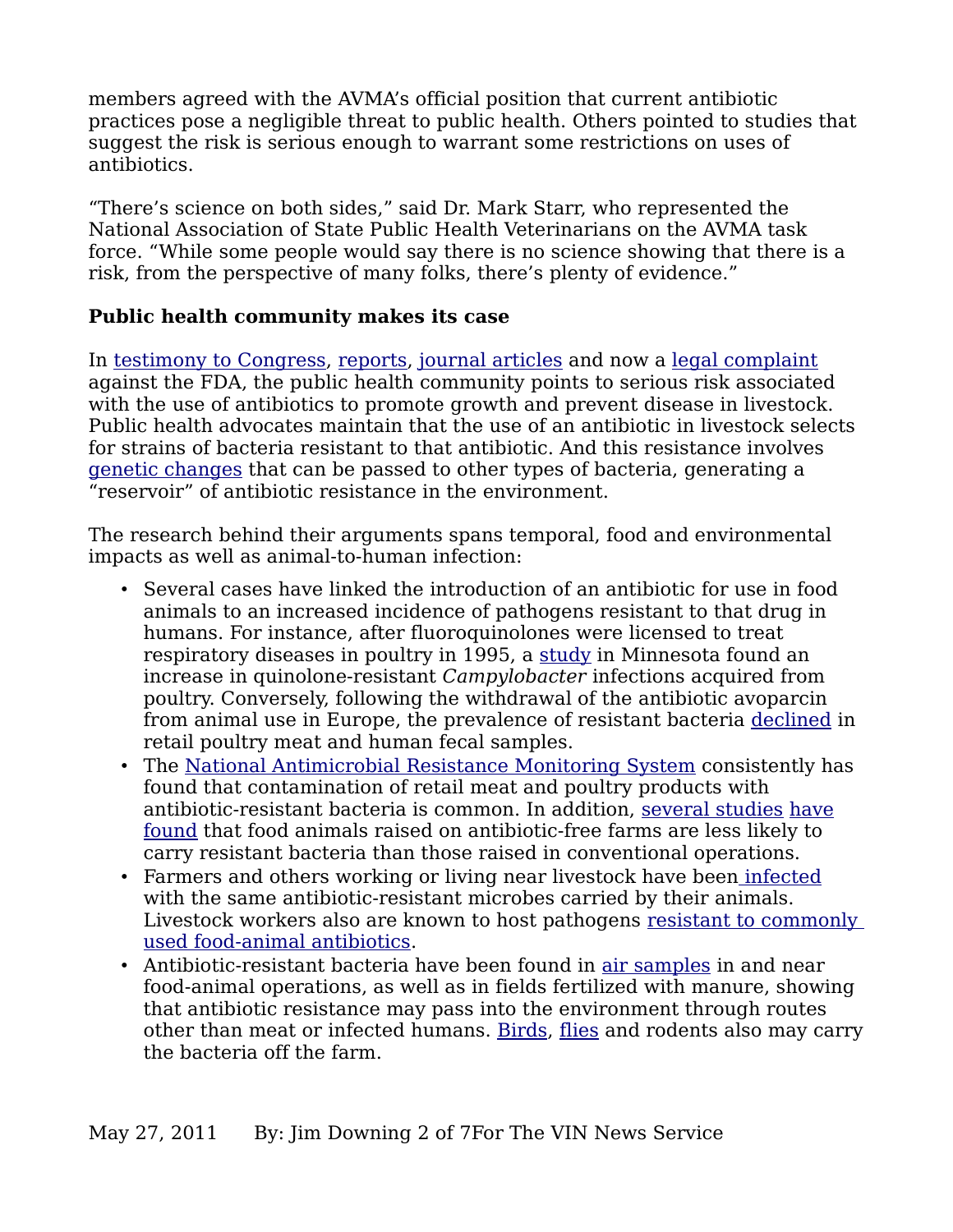members agreed with the AVMA's official position that current antibiotic practices pose a negligible threat to public health. Others pointed to studies that suggest the risk is serious enough to warrant some restrictions on uses of antibiotics.

"There's science on both sides," said Dr. Mark Starr, who represented the National Association of State Public Health Veterinarians on the AVMA task force. "While some people would say there is no science showing that there is a risk, from the perspective of many folks, there's plenty of evidence."

**Public health community makes its case**

In testimony to Congress, reports, journal articles and now a legal complaint against the FDA, the public health community points to serious risk associated with the use of antibiotics to promote growth and prevent disease in livestock. Public health advocates maintain that the use of an antibiotic in livestock selects for strains of bacteria resistant to that antibiotic. And this resistance involves genetic changes that can be passed to other types of bacteria, generating a "reservoir" of antibiotic resistance in the environment.

The research behind their arguments spans temporal, food and environmental impacts as well as animal-to-human infection:

- Several cases have linked the introduction of an antibiotic for use in food animals to an increased incidence of pathogens resistant to that drug in humans. For instance, after fluoroquinolones were licensed to treat respiratory diseases in poultry in 1995, a study in Minnesota found an increase in quinolone-resistant *Campylobacter* infections acquired from poultry. Conversely, following the withdrawal of the antibiotic avoparcin from animal use in Europe, the prevalence of resistant bacteria declined in retail poultry meat and human fecal samples.
- The National Antimicrobial Resistance Monitoring System consistently has found that contamination of retail meat and poultry products with antibiotic-resistant bacteria is common. In addition, several studies have found that food animals raised on antibiotic-free farms are less likely to carry resistant bacteria than those raised in conventional operations.
- Farmers and others working or living near livestock have been infected with the same antibiotic-resistant microbes carried by their animals. Livestock workers also are known to host pathogens resistant to commonly used food-animal antibiotics.
- Antibiotic-resistant bacteria have been found in air samples in and near food-animal operations, as well as in fields fertilized with manure, showing that antibiotic resistance may pass into the environment through routes other than meat or infected humans. Birds, flies and rodents also may carry the bacteria off the farm.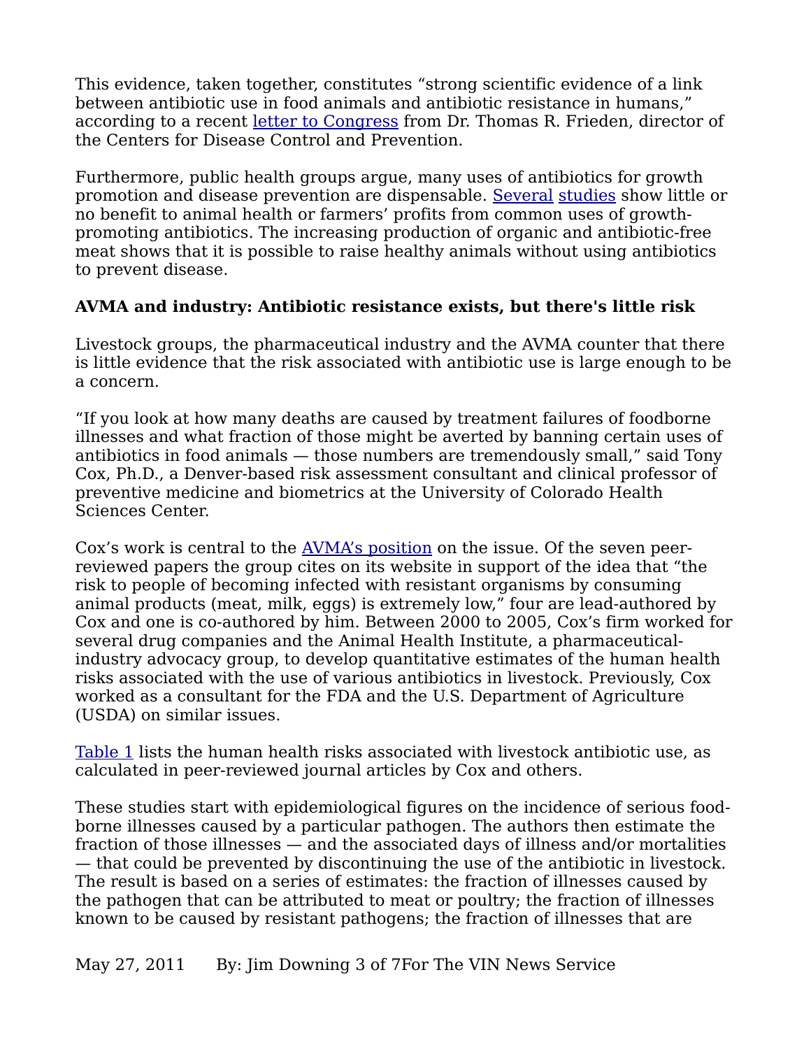This evidence, taken together, constitutes “strong scientific evidence of a link between antibiotic use in food animals and antibiotic resistance in humans,” according to a recent letter to Congress from Dr. Thomas R. Frieden, director of the Centers for Disease Control and Prevention.

Furthermore, public health groups argue, many uses of antibiotics for growth promotion and disease prevention are dispensable. Several studies show little or no benefit to animal health or farmers’ profits from common uses of growth-promoting antibiotics. The increasing production of organic and antibiotic-free meat shows that it is possible to raise healthy animals without using antibiotics to prevent disease.

**AVMA and industry: Antibiotic resistance exists, but there's little risk**

Livestock groups, the pharmaceutical industry and the AVMA counter that there is little evidence that the risk associated with antibiotic use is large enough to be a concern.

“If you look at how many deaths are caused by treatment failures of foodborne illnesses and what fraction of those might be averted by banning certain uses of antibiotics in food animals — those numbers are tremendously small,” said Tony Cox, Ph.D., a Denver-based risk assessment consultant and clinical professor of preventive medicine and biometrics at the University of Colorado Health Sciences Center.

Cox’s work is central to the AVMA’s position on the issue. Of the seven peer-reviewed papers the group cites on its website in support of the idea that “the risk to people of becoming infected with resistant organisms by consuming animal products (meat, milk, eggs) is extremely low,” four are lead-authored by Cox and one is co-authored by him. Between 2000 to 2005, Cox’s firm worked for several drug companies and the Animal Health Institute, a pharmaceutical-industry advocacy group, to develop quantitative estimates of the human health risks associated with the use of various antibiotics in livestock. Previously, Cox worked as a consultant for the FDA and the U.S. Department of Agriculture (USDA) on similar issues.

Table 1 lists the human health risks associated with livestock antibiotic use, as calculated in peer-reviewed journal articles by Cox and others.

These studies start with epidemiological figures on the incidence of serious food-borne illnesses caused by a particular pathogen. The authors then estimate the fraction of those illnesses — and the associated days of illness and/or mortalities — that could be prevented by discontinuing the use of the antibiotic in livestock. The result is based on a series of estimates: the fraction of illnesses caused by the pathogen that can be attributed to meat or poultry; the fraction of illnesses known to be caused by resistant pathogens; the fraction of illnesses that are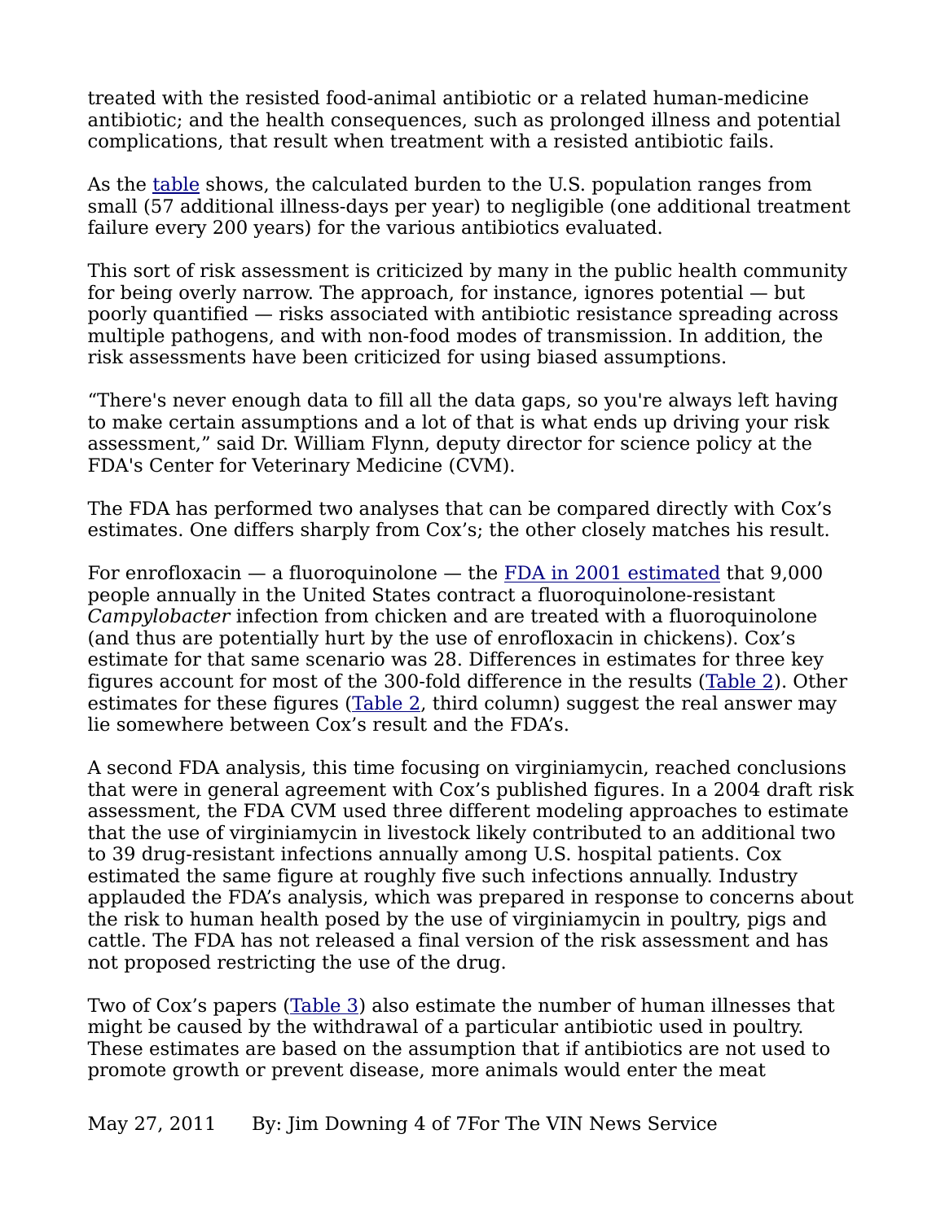treated with the resisted food-animal antibiotic or a related human-medicine antibiotic; and the health consequences, such as prolonged illness and potential complications, that result when treatment with a resisted antibiotic fails.

As the table shows, the calculated burden to the U.S. population ranges from small (57 additional illness-days per year) to negligible (one additional treatment failure every 200 years) for the various antibiotics evaluated.

This sort of risk assessment is criticized by many in the public health community for being overly narrow. The approach, for instance, ignores potential — but poorly quantified — risks associated with antibiotic resistance spreading across multiple pathogens, and with non-food modes of transmission. In addition, the risk assessments have been criticized for using biased assumptions.

“There's never enough data to fill all the data gaps, so you're always left having to make certain assumptions and a lot of that is what ends up driving your risk assessment,” said Dr. William Flynn, deputy director for science policy at the FDA's Center for Veterinary Medicine (CVM).

The FDA has performed two analyses that can be compared directly with Cox’s estimates. One differs sharply from Cox’s; the other closely matches his result.

For enrofloxacin — a fluoroquinolone — the FDA in 2001 estimated that 9,000 people annually in the United States contract a fluoroquinolone-resistant *Campylobacter* infection from chicken and are treated with a fluoroquinolone (and thus are potentially hurt by the use of enrofloxacin in chickens). Cox’s estimate for that same scenario was 28. Differences in estimates for three key figures account for most of the 300-fold difference in the results (Table 2). Other estimates for these figures (Table 2, third column) suggest the real answer may lie somewhere between Cox’s result and the FDA’s.

A second FDA analysis, this time focusing on virginiamycin, reached conclusions that were in general agreement with Cox’s published figures. In a 2004 draft risk assessment, the FDA CVM used three different modeling approaches to estimate that the use of virginiamycin in livestock likely contributed to an additional two to 39 drug-resistant infections annually among U.S. hospital patients. Cox estimated the same figure at roughly five such infections annually. Industry applauded the FDA’s analysis, which was prepared in response to concerns about the risk to human health posed by the use of virginiamycin in poultry, pigs and cattle. The FDA has not released a final version of the risk assessment and has not proposed restricting the use of the drug.

Two of Cox’s papers (Table 3) also estimate the number of human illnesses that might be caused by the withdrawal of a particular antibiotic used in poultry. These estimates are based on the assumption that if antibiotics are not used to promote growth or prevent disease, more animals would enter the meat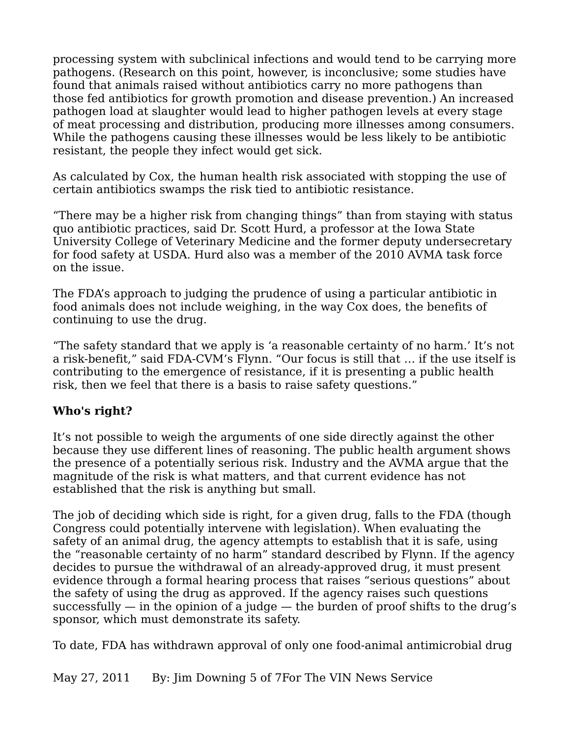processing system with subclinical infections and would tend to be carrying more pathogens. (Research on this point, however, is inconclusive; some studies have found that animals raised without antibiotics carry no more pathogens than those fed antibiotics for growth promotion and disease prevention.) An increased pathogen load at slaughter would lead to higher pathogen levels at every stage of meat processing and distribution, producing more illnesses among consumers. While the pathogens causing these illnesses would be less likely to be antibiotic resistant, the people they infect would get sick.

As calculated by Cox, the human health risk associated with stopping the use of certain antibiotics swamps the risk tied to antibiotic resistance.

“There may be a higher risk from changing things” than from staying with status quo antibiotic practices, said Dr. Scott Hurd, a professor at the Iowa State University College of Veterinary Medicine and the former deputy undersecretary for food safety at USDA. Hurd also was a member of the 2010 AVMA task force on the issue.

The FDA’s approach to judging the prudence of using a particular antibiotic in food animals does not include weighing, in the way Cox does, the benefits of continuing to use the drug.

“The safety standard that we apply is ‘a reasonable certainty of no harm.’ It’s not a risk-benefit,” said FDA-CVM’s Flynn. “Our focus is still that … if the use itself is contributing to the emergence of resistance, if it is presenting a public health risk, then we feel that there is a basis to raise safety questions.”

**Who's right?**

It’s not possible to weigh the arguments of one side directly against the other because they use different lines of reasoning. The public health argument shows the presence of a potentially serious risk. Industry and the AVMA argue that the magnitude of the risk is what matters, and that current evidence has not established that the risk is anything but small.

The job of deciding which side is right, for a given drug, falls to the FDA (though Congress could potentially intervene with legislation). When evaluating the safety of an animal drug, the agency attempts to establish that it is safe, using the “reasonable certainty of no harm” standard described by Flynn. If the agency decides to pursue the withdrawal of an already-approved drug, it must present evidence through a formal hearing process that raises “serious questions” about the safety of using the drug as approved. If the agency raises such questions successfully — in the opinion of a judge — the burden of proof shifts to the drug’s sponsor, which must demonstrate its safety.

To date, FDA has withdrawn approval of only one food-animal antimicrobial drug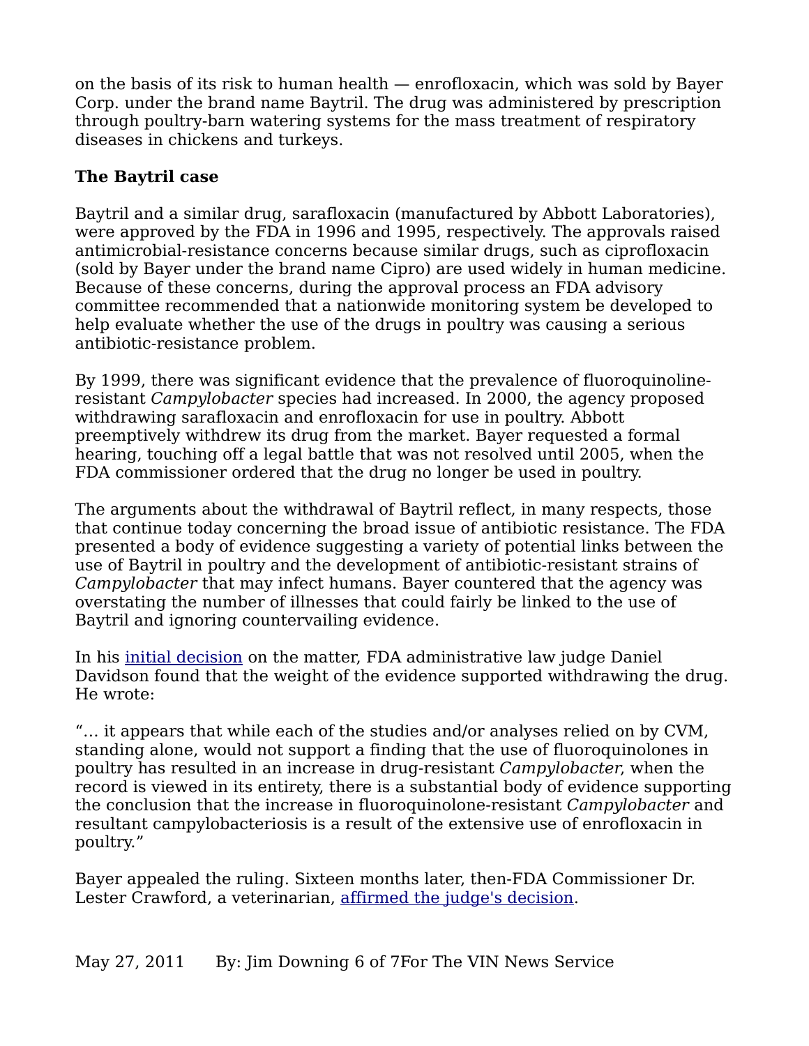on the basis of its risk to human health — enrofloxacin, which was sold by Bayer Corp. under the brand name Baytril. The drug was administered by prescription through poultry-barn watering systems for the mass treatment of respiratory diseases in chickens and turkeys.

**The Baytril case**

Baytril and a similar drug, sarafloxacin (manufactured by Abbott Laboratories), were approved by the FDA in 1996 and 1995, respectively. The approvals raised antimicrobial-resistance concerns because similar drugs, such as ciprofloxacin (sold by Bayer under the brand name Cipro) are used widely in human medicine. Because of these concerns, during the approval process an FDA advisory committee recommended that a nationwide monitoring system be developed to help evaluate whether the use of the drugs in poultry was causing a serious antibiotic-resistance problem.

By 1999, there was significant evidence that the prevalence of fluoroquinoline-resistant *Campylobacter* species had increased. In 2000, the agency proposed withdrawing sarafloxacin and enrofloxacin for use in poultry. Abbott preemptively withdrew its drug from the market. Bayer requested a formal hearing, touching off a legal battle that was not resolved until 2005, when the FDA commissioner ordered that the drug no longer be used in poultry.

The arguments about the withdrawal of Baytril reflect, in many respects, those that continue today concerning the broad issue of antibiotic resistance. The FDA presented a body of evidence suggesting a variety of potential links between the use of Baytril in poultry and the development of antibiotic-resistant strains of *Campylobacter* that may infect humans. Bayer countered that the agency was overstating the number of illnesses that could fairly be linked to the use of Baytril and ignoring countervailing evidence.

In his initial decision on the matter, FDA administrative law judge Daniel Davidson found that the weight of the evidence supported withdrawing the drug. He wrote:

"… it appears that while each of the studies and/or analyses relied on by CVM, standing alone, would not support a finding that the use of fluoroquinolones in poultry has resulted in an increase in drug-resistant *Campylobacter*, when the record is viewed in its entirety, there is a substantial body of evidence supporting the conclusion that the increase in fluoroquinolone-resistant *Campylobacter* and resultant campylobacteriosis is a result of the extensive use of enrofloxacin in poultry."

Bayer appealed the ruling. Sixteen months later, then-FDA Commissioner Dr. Lester Crawford, a veterinarian, affirmed the judge's decision.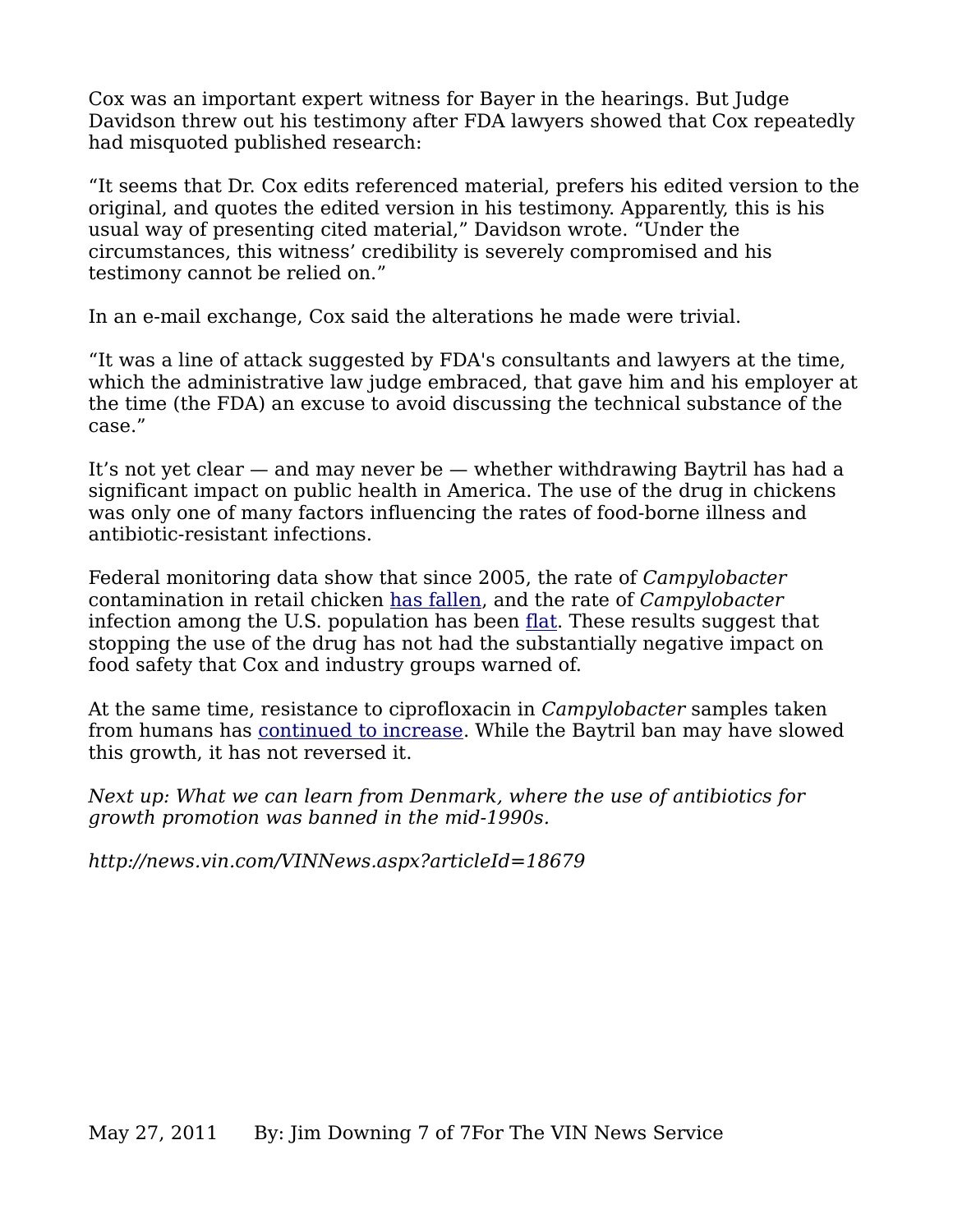Cox was an important expert witness for Bayer in the hearings. But Judge Davidson threw out his testimony after FDA lawyers showed that Cox repeatedly had misquoted published research:

“It seems that Dr. Cox edits referenced material, prefers his edited version to the original, and quotes the edited version in his testimony. Apparently, this is his usual way of presenting cited material,” Davidson wrote. “Under the circumstances, this witness’ credibility is severely compromised and his testimony cannot be relied on.”

In an e-mail exchange, Cox said the alterations he made were trivial.

“It was a line of attack suggested by FDA's consultants and lawyers at the time, which the administrative law judge embraced, that gave him and his employer at the time (the FDA) an excuse to avoid discussing the technical substance of the case.”

It’s not yet clear — and may never be — whether withdrawing Baytril has had a significant impact on public health in America. The use of the drug in chickens was only one of many factors influencing the rates of food-borne illness and antibiotic-resistant infections.

Federal monitoring data show that since 2005, the rate of *Campylobacter* contamination in retail chicken has fallen, and the rate of *Campylobacter* infection among the U.S. population has been flat. These results suggest that stopping the use of the drug has not had the substantially negative impact on food safety that Cox and industry groups warned of.

At the same time, resistance to ciprofloxacin in *Campylobacter* samples taken from humans has continued to increase. While the Baytril ban may have slowed this growth, it has not reversed it.

*Next up: What we can learn from Denmark, where the use of antibiotics for growth promotion was banned in the mid-1990s.*

*http://news.vin.com/VINNews.aspx?articleId=18679*